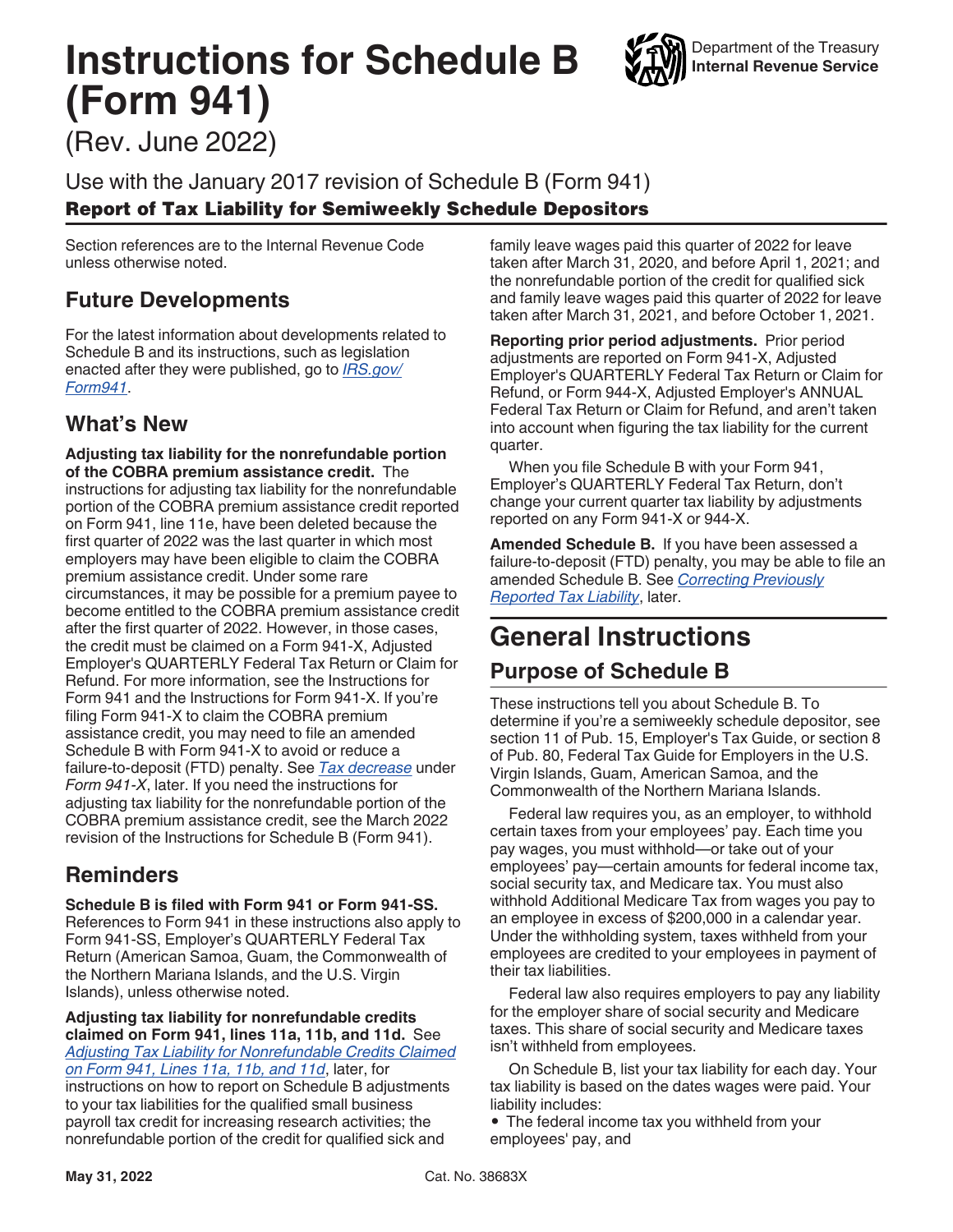# Instructions for Schedule B (Form 941)

(Rev. June 2022)

Department of the Treasury
Internal Revenue Service

Use with the January 2017 revision of Schedule B (Form 941)

**Report of Tax Liability for Semiweekly Schedule Depositors**

Section references are to the Internal Revenue Code unless otherwise noted.

## Future Developments

For the latest information about developments related to Schedule B and its instructions, such as legislation enacted after they were published, go to *IRS.gov/Form941*.

## What's New

**Adjusting tax liability for the nonrefundable portion of the COBRA premium assistance credit.** The instructions for adjusting tax liability for the nonrefundable portion of the COBRA premium assistance credit reported on Form 941, line 11e, have been deleted because the first quarter of 2022 was the last quarter in which most employers may have been eligible to claim the COBRA premium assistance credit. Under some rare circumstances, it may be possible for a premium payee to become entitled to the COBRA premium assistance credit after the first quarter of 2022. However, in those cases, the credit must be claimed on a Form 941-X, Adjusted Employer's QUARTERLY Federal Tax Return or Claim for Refund. For more information, see the Instructions for Form 941 and the Instructions for Form 941-X. If you're filing Form 941-X to claim the COBRA premium assistance credit, you may need to file an amended Schedule B with Form 941-X to avoid or reduce a failure-to-deposit (FTD) penalty. See *Tax decrease* under *Form 941-X*, later. If you need the instructions for adjusting tax liability for the nonrefundable portion of the COBRA premium assistance credit, see the March 2022 revision of the Instructions for Schedule B (Form 941).

## Reminders

**Schedule B is filed with Form 941 or Form 941-SS.** References to Form 941 in these instructions also apply to Form 941-SS, Employer's QUARTERLY Federal Tax Return (American Samoa, Guam, the Commonwealth of the Northern Mariana Islands, and the U.S. Virgin Islands), unless otherwise noted.

**Adjusting tax liability for nonrefundable credits claimed on Form 941, lines 11a, 11b, and 11d.** See *Adjusting Tax Liability for Nonrefundable Credits Claimed on Form 941, Lines 11a, 11b, and 11d*, later, for instructions on how to report on Schedule B adjustments to your tax liabilities for the qualified small business payroll tax credit for increasing research activities; the nonrefundable portion of the credit for qualified sick and family leave wages paid this quarter of 2022 for leave taken after March 31, 2020, and before April 1, 2021; and the nonrefundable portion of the credit for qualified sick and family leave wages paid this quarter of 2022 for leave taken after March 31, 2021, and before October 1, 2021.

**Reporting prior period adjustments.** Prior period adjustments are reported on Form 941-X, Adjusted Employer's QUARTERLY Federal Tax Return or Claim for Refund, or Form 944-X, Adjusted Employer's ANNUAL Federal Tax Return or Claim for Refund, and aren't taken into account when figuring the tax liability for the current quarter.

When you file Schedule B with your Form 941, Employer's QUARTERLY Federal Tax Return, don't change your current quarter tax liability by adjustments reported on any Form 941-X or 944-X.

**Amended Schedule B.** If you have been assessed a failure-to-deposit (FTD) penalty, you may be able to file an amended Schedule B. See *Correcting Previously Reported Tax Liability*, later.

# General Instructions

## Purpose of Schedule B

These instructions tell you about Schedule B. To determine if you're a semiweekly schedule depositor, see section 11 of Pub. 15, Employer's Tax Guide, or section 8 of Pub. 80, Federal Tax Guide for Employers in the U.S. Virgin Islands, Guam, American Samoa, and the Commonwealth of the Northern Mariana Islands.

Federal law requires you, as an employer, to withhold certain taxes from your employees' pay. Each time you pay wages, you must withhold—or take out of your employees' pay—certain amounts for federal income tax, social security tax, and Medicare tax. You must also withhold Additional Medicare Tax from wages you pay to an employee in excess of $200,000 in a calendar year. Under the withholding system, taxes withheld from your employees are credited to your employees in payment of their tax liabilities.

Federal law also requires employers to pay any liability for the employer share of social security and Medicare taxes. This share of social security and Medicare taxes isn't withheld from employees.

On Schedule B, list your tax liability for each day. Your tax liability is based on the dates wages were paid. Your liability includes:

- The federal income tax you withheld from your employees' pay, and

May 31, 2022 Cat. No. 38683X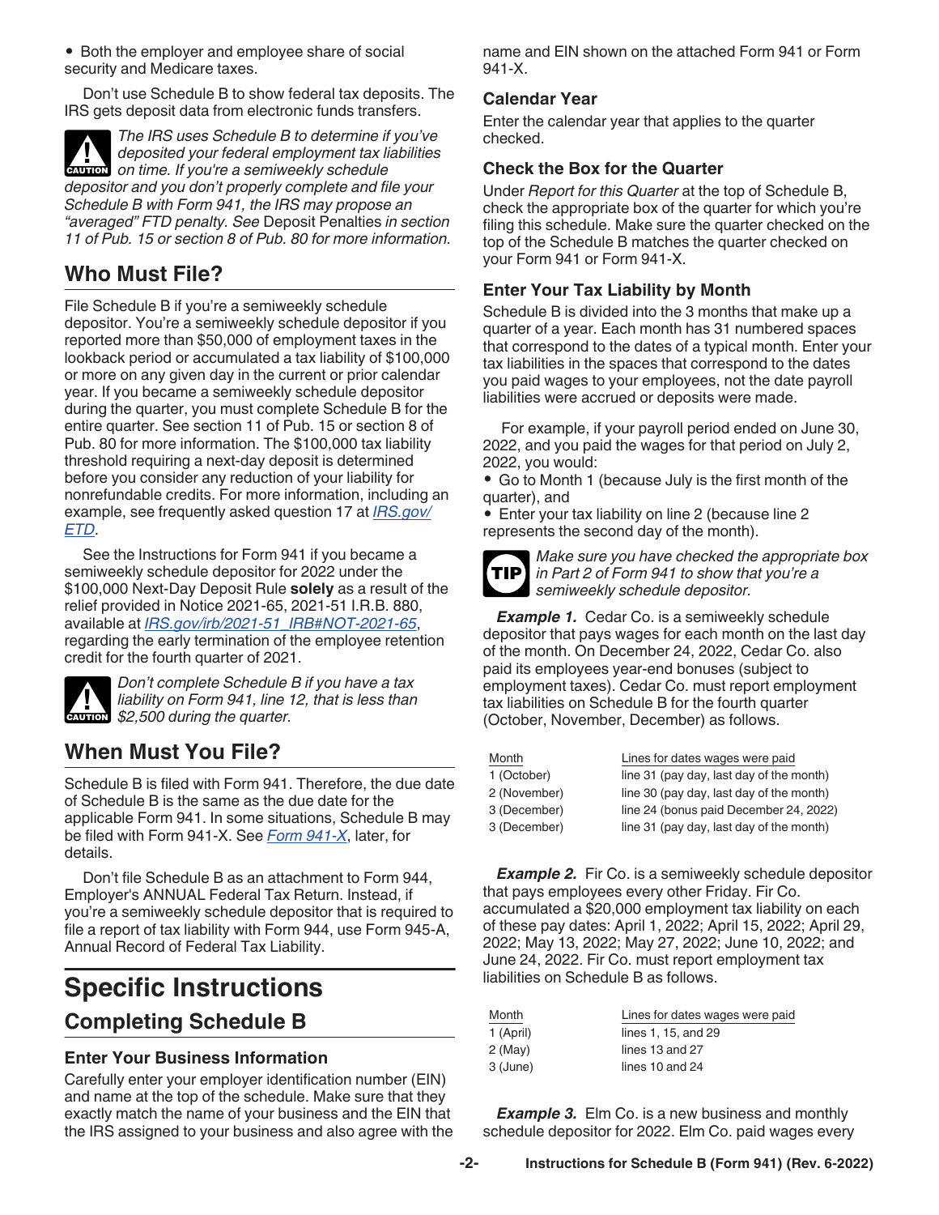- Both the employer and employee share of social security and Medicare taxes.

Don't use Schedule B to show federal tax deposits. The IRS gets deposit data from electronic funds transfers.

**CAUTION** *The IRS uses Schedule B to determine if you've deposited your federal employment tax liabilities on time. If you're a semiweekly schedule depositor and you don't properly complete and file your Schedule B with Form 941, the IRS may propose an "averaged" FTD penalty. See* Deposit Penalties *in section 11 of Pub. 15 or section 8 of Pub. 80 for more information.*

## Who Must File?

File Schedule B if you're a semiweekly schedule depositor. You're a semiweekly schedule depositor if you reported more than $50,000 of employment taxes in the lookback period or accumulated a tax liability of $100,000 or more on any given day in the current or prior calendar year. If you became a semiweekly schedule depositor during the quarter, you must complete Schedule B for the entire quarter. See section 11 of Pub. 15 or section 8 of Pub. 80 for more information. The $100,000 tax liability threshold requiring a next-day deposit is determined before you consider any reduction of your liability for nonrefundable credits. For more information, including an example, see frequently asked question 17 at *IRS.gov/ETD*.

See the Instructions for Form 941 if you became a semiweekly schedule depositor for 2022 under the $100,000 Next-Day Deposit Rule **solely** as a result of the relief provided in Notice 2021-65, 2021-51 I.R.B. 880, available at *IRS.gov/irb/2021-51_IRB#NOT-2021-65*, regarding the early termination of the employee retention credit for the fourth quarter of 2021.

**CAUTION** *Don't complete Schedule B if you have a tax liability on Form 941, line 12, that is less than $2,500 during the quarter.*

## When Must You File?

Schedule B is filed with Form 941. Therefore, the due date of Schedule B is the same as the due date for the applicable Form 941. In some situations, Schedule B may be filed with Form 941-X. See *Form 941-X*, later, for details.

Don't file Schedule B as an attachment to Form 944, Employer's ANNUAL Federal Tax Return. Instead, if you're a semiweekly schedule depositor that is required to file a report of tax liability with Form 944, use Form 945-A, Annual Record of Federal Tax Liability.

# Specific Instructions

## Completing Schedule B

### Enter Your Business Information

Carefully enter your employer identification number (EIN) and name at the top of the schedule. Make sure that they exactly match the name of your business and the EIN that the IRS assigned to your business and also agree with the name and EIN shown on the attached Form 941 or Form 941-X.

### Calendar Year

Enter the calendar year that applies to the quarter checked.

### Check the Box for the Quarter

Under *Report for this Quarter* at the top of Schedule B, check the appropriate box of the quarter for which you're filing this schedule. Make sure the quarter checked on the top of the Schedule B matches the quarter checked on your Form 941 or Form 941-X.

### Enter Your Tax Liability by Month

Schedule B is divided into the 3 months that make up a quarter of a year. Each month has 31 numbered spaces that correspond to the dates of a typical month. Enter your tax liabilities in the spaces that correspond to the dates you paid wages to your employees, not the date payroll liabilities were accrued or deposits were made.

For example, if your payroll period ended on June 30, 2022, and you paid the wages for that period on July 2, 2022, you would:

- Go to Month 1 (because July is the first month of the quarter), and
- Enter your tax liability on line 2 (because line 2 represents the second day of the month).

**TIP** *Make sure you have checked the appropriate box in Part 2 of Form 941 to show that you're a semiweekly schedule depositor.*

***Example 1.*** Cedar Co. is a semiweekly schedule depositor that pays wages for each month on the last day of the month. On December 24, 2022, Cedar Co. also paid its employees year-end bonuses (subject to employment taxes). Cedar Co. must report employment tax liabilities on Schedule B for the fourth quarter (October, November, December) as follows.

| Month | Lines for dates wages were paid |
|---|---|
| 1 (October) | line 31 (pay day, last day of the month) |
| 2 (November) | line 30 (pay day, last day of the month) |
| 3 (December) | line 24 (bonus paid December 24, 2022) |
| 3 (December) | line 31 (pay day, last day of the month) |

***Example 2.*** Fir Co. is a semiweekly schedule depositor that pays employees every other Friday. Fir Co. accumulated a $20,000 employment tax liability on each of these pay dates: April 1, 2022; April 15, 2022; April 29, 2022; May 13, 2022; May 27, 2022; June 10, 2022; and June 24, 2022. Fir Co. must report employment tax liabilities on Schedule B as follows.

| Month | Lines for dates wages were paid |
|---|---|
| 1 (April) | lines 1, 15, and 29 |
| 2 (May) | lines 13 and 27 |
| 3 (June) | lines 10 and 24 |

***Example 3.*** Elm Co. is a new business and monthly schedule depositor for 2022. Elm Co. paid wages every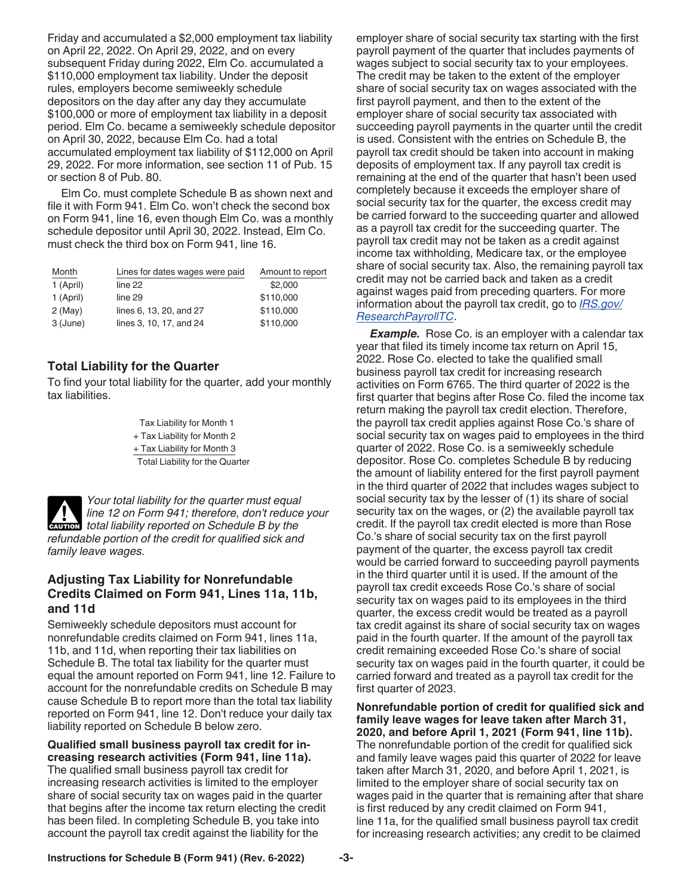Friday and accumulated a $2,000 employment tax liability on April 22, 2022. On April 29, 2022, and on every subsequent Friday during 2022, Elm Co. accumulated a $110,000 employment tax liability. Under the deposit rules, employers become semiweekly schedule depositors on the day after any day they accumulate $100,000 or more of employment tax liability in a deposit period. Elm Co. became a semiweekly schedule depositor on April 30, 2022, because Elm Co. had a total accumulated employment tax liability of $112,000 on April 29, 2022. For more information, see section 11 of Pub. 15 or section 8 of Pub. 80.

Elm Co. must complete Schedule B as shown next and file it with Form 941. Elm Co. won't check the second box on Form 941, line 16, even though Elm Co. was a monthly schedule depositor until April 30, 2022. Instead, Elm Co. must check the third box on Form 941, line 16.

| Month | Lines for dates wages were paid | Amount to report |
|---|---|---|
| 1 (April) | line 22 | $2,000 |
| 1 (April) | line 29 | $110,000 |
| 2 (May) | lines 6, 13, 20, and 27 | $110,000 |
| 3 (June) | lines 3, 10, 17, and 24 | $110,000 |

## Total Liability for the Quarter

To find your total liability for the quarter, add your monthly tax liabilities.

Tax Liability for Month 1
+ Tax Liability for Month 2
+ Tax Liability for Month 3
Total Liability for the Quarter

**CAUTION** *Your total liability for the quarter must equal line 12 on Form 941; therefore, don't reduce your total liability reported on Schedule B by the refundable portion of the credit for qualified sick and family leave wages.*

## Adjusting Tax Liability for Nonrefundable Credits Claimed on Form 941, Lines 11a, 11b, and 11d

Semiweekly schedule depositors must account for nonrefundable credits claimed on Form 941, lines 11a, 11b, and 11d, when reporting their tax liabilities on Schedule B. The total tax liability for the quarter must equal the amount reported on Form 941, line 12. Failure to account for the nonrefundable credits on Schedule B may cause Schedule B to report more than the total tax liability reported on Form 941, line 12. Don't reduce your daily tax liability reported on Schedule B below zero.

**Qualified small business payroll tax credit for increasing research activities (Form 941, line 11a).** The qualified small business payroll tax credit for increasing research activities is limited to the employer share of social security tax on wages paid in the quarter that begins after the income tax return electing the credit has been filed. In completing Schedule B, you take into account the payroll tax credit against the liability for the employer share of social security tax starting with the first payroll payment of the quarter that includes payments of wages subject to social security tax to your employees. The credit may be taken to the extent of the employer share of social security tax on wages associated with the first payroll payment, and then to the extent of the employer share of social security tax associated with succeeding payroll payments in the quarter until the credit is used. Consistent with the entries on Schedule B, the payroll tax credit should be taken into account in making deposits of employment tax. If any payroll tax credit is remaining at the end of the quarter that hasn't been used completely because it exceeds the employer share of social security tax for the quarter, the excess credit may be carried forward to the succeeding quarter and allowed as a payroll tax credit for the succeeding quarter. The payroll tax credit may not be taken as a credit against income tax withholding, Medicare tax, or the employee share of social security tax. Also, the remaining payroll tax credit may not be carried back and taken as a credit against wages paid from preceding quarters. For more information about the payroll tax credit, go to [IRS.gov/ResearchPayrollTC](IRS.gov/ResearchPayrollTC).

***Example.*** Rose Co. is an employer with a calendar tax year that filed its timely income tax return on April 15, 2022. Rose Co. elected to take the qualified small business payroll tax credit for increasing research activities on Form 6765. The third quarter of 2022 is the first quarter that begins after Rose Co. filed the income tax return making the payroll tax credit election. Therefore, the payroll tax credit applies against Rose Co.'s share of social security tax on wages paid to employees in the third quarter of 2022. Rose Co. is a semiweekly schedule depositor. Rose Co. completes Schedule B by reducing the amount of liability entered for the first payroll payment in the third quarter of 2022 that includes wages subject to social security tax by the lesser of (1) its share of social security tax on the wages, or (2) the available payroll tax credit. If the payroll tax credit elected is more than Rose Co.'s share of social security tax on the first payroll payment of the quarter, the excess payroll tax credit would be carried forward to succeeding payroll payments in the third quarter until it is used. If the amount of the payroll tax credit exceeds Rose Co.'s share of social security tax on wages paid to its employees in the third quarter, the excess credit would be treated as a payroll tax credit against its share of social security tax on wages paid in the fourth quarter. If the amount of the payroll tax credit remaining exceeded Rose Co.'s share of social security tax on wages paid in the fourth quarter, it could be carried forward and treated as a payroll tax credit for the first quarter of 2023.

**Nonrefundable portion of credit for qualified sick and family leave wages for leave taken after March 31, 2020, and before April 1, 2021 (Form 941, line 11b).** The nonrefundable portion of the credit for qualified sick and family leave wages paid this quarter of 2022 for leave taken after March 31, 2020, and before April 1, 2021, is limited to the employer share of social security tax on wages paid in the quarter that is remaining after that share is first reduced by any credit claimed on Form 941, line 11a, for the qualified small business payroll tax credit for increasing research activities; any credit to be claimed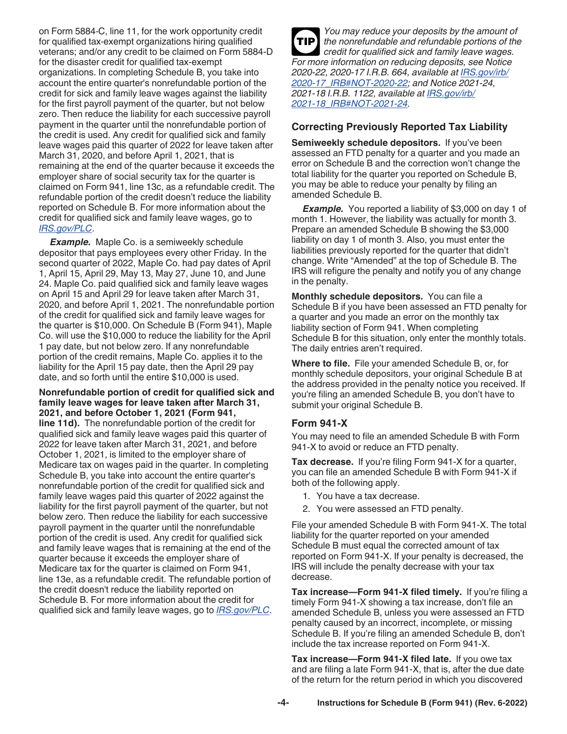on Form 5884-C, line 11, for the work opportunity credit for qualified tax-exempt organizations hiring qualified veterans; and/or any credit to be claimed on Form 5884-D for the disaster credit for qualified tax-exempt organizations. In completing Schedule B, you take into account the entire quarter's nonrefundable portion of the credit for sick and family leave wages against the liability for the first payroll payment of the quarter, but not below zero. Then reduce the liability for each successive payroll payment in the quarter until the nonrefundable portion of the credit is used. Any credit for qualified sick and family leave wages paid this quarter of 2022 for leave taken after March 31, 2020, and before April 1, 2021, that is remaining at the end of the quarter because it exceeds the employer share of social security tax for the quarter is claimed on Form 941, line 13c, as a refundable credit. The refundable portion of the credit doesn't reduce the liability reported on Schedule B. For more information about the credit for qualified sick and family leave wages, go to *IRS.gov/PLC*.

***Example.*** Maple Co. is a semiweekly schedule depositor that pays employees every other Friday. In the second quarter of 2022, Maple Co. had pay dates of April 1, April 15, April 29, May 13, May 27, June 10, and June 24. Maple Co. paid qualified sick and family leave wages on April 15 and April 29 for leave taken after March 31, 2020, and before April 1, 2021. The nonrefundable portion of the credit for qualified sick and family leave wages for the quarter is $10,000. On Schedule B (Form 941), Maple Co. will use the $10,000 to reduce the liability for the April 1 pay date, but not below zero. If any nonrefundable portion of the credit remains, Maple Co. applies it to the liability for the April 15 pay date, then the April 29 pay date, and so forth until the entire $10,000 is used.

**Nonrefundable portion of credit for qualified sick and family leave wages for leave taken after March 31, 2021, and before October 1, 2021 (Form 941, line 11d).** The nonrefundable portion of the credit for qualified sick and family leave wages paid this quarter of 2022 for leave taken after March 31, 2021, and before October 1, 2021, is limited to the employer share of Medicare tax on wages paid in the quarter. In completing Schedule B, you take into account the entire quarter's nonrefundable portion of the credit for qualified sick and family leave wages paid this quarter of 2022 against the liability for the first payroll payment of the quarter, but not below zero. Then reduce the liability for each successive payroll payment in the quarter until the nonrefundable portion of the credit is used. Any credit for qualified sick and family leave wages that is remaining at the end of the quarter because it exceeds the employer share of Medicare tax for the quarter is claimed on Form 941, line 13e, as a refundable credit. The refundable portion of the credit doesn't reduce the liability reported on Schedule B. For more information about the credit for qualified sick and family leave wages, go to *IRS.gov/PLC*.

**TIP** *You may reduce your deposits by the amount of the nonrefundable and refundable portions of the credit for qualified sick and family leave wages. For more information on reducing deposits, see Notice 2020-22, 2020-17 I.R.B. 664, available at IRS.gov/irb/2020-17_IRB#NOT-2020-22; and Notice 2021-24, 2021-18 I.R.B. 1122, available at IRS.gov/irb/2021-18_IRB#NOT-2021-24.*

## Correcting Previously Reported Tax Liability

**Semiweekly schedule depositors.** If you've been assessed an FTD penalty for a quarter and you made an error on Schedule B and the correction won't change the total liability for the quarter you reported on Schedule B, you may be able to reduce your penalty by filing an amended Schedule B.

***Example.*** You reported a liability of $3,000 on day 1 of month 1. However, the liability was actually for month 3. Prepare an amended Schedule B showing the $3,000 liability on day 1 of month 3. Also, you must enter the liabilities previously reported for the quarter that didn't change. Write "Amended" at the top of Schedule B. The IRS will refigure the penalty and notify you of any change in the penalty.

**Monthly schedule depositors.** You can file a Schedule B if you have been assessed an FTD penalty for a quarter and you made an error on the monthly tax liability section of Form 941. When completing Schedule B for this situation, only enter the monthly totals. The daily entries aren't required.

**Where to file.** File your amended Schedule B, or, for monthly schedule depositors, your original Schedule B at the address provided in the penalty notice you received. If you're filing an amended Schedule B, you don't have to submit your original Schedule B.

### Form 941-X

You may need to file an amended Schedule B with Form 941-X to avoid or reduce an FTD penalty.

**Tax decrease.** If you're filing Form 941-X for a quarter, you can file an amended Schedule B with Form 941-X if both of the following apply.

1. You have a tax decrease.
2. You were assessed an FTD penalty.

File your amended Schedule B with Form 941-X. The total liability for the quarter reported on your amended Schedule B must equal the corrected amount of tax reported on Form 941-X. If your penalty is decreased, the IRS will include the penalty decrease with your tax decrease.

**Tax increase—Form 941-X filed timely.** If you're filing a timely Form 941-X showing a tax increase, don't file an amended Schedule B, unless you were assessed an FTD penalty caused by an incorrect, incomplete, or missing Schedule B. If you're filing an amended Schedule B, don't include the tax increase reported on Form 941-X.

**Tax increase—Form 941-X filed late.** If you owe tax and are filing a late Form 941-X, that is, after the due date of the return for the return period in which you discovered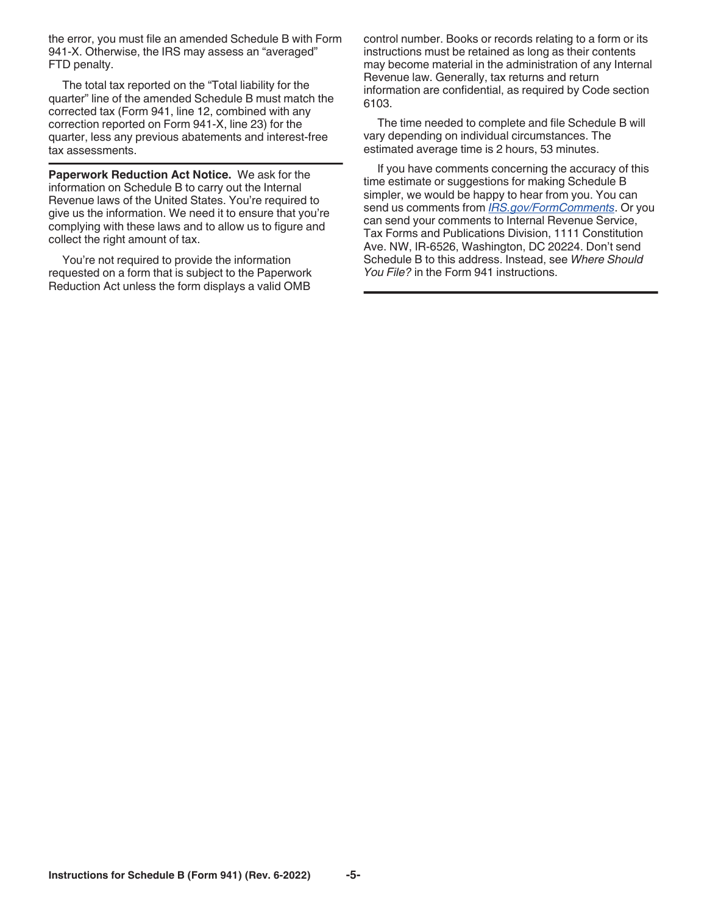the error, you must file an amended Schedule B with Form 941-X. Otherwise, the IRS may assess an "averaged" FTD penalty.

The total tax reported on the "Total liability for the quarter" line of the amended Schedule B must match the corrected tax (Form 941, line 12, combined with any correction reported on Form 941-X, line 23) for the quarter, less any previous abatements and interest-free tax assessments.

**Paperwork Reduction Act Notice.** We ask for the information on Schedule B to carry out the Internal Revenue laws of the United States. You're required to give us the information. We need it to ensure that you're complying with these laws and to allow us to figure and collect the right amount of tax.

You're not required to provide the information requested on a form that is subject to the Paperwork Reduction Act unless the form displays a valid OMB control number. Books or records relating to a form or its instructions must be retained as long as their contents may become material in the administration of any Internal Revenue law. Generally, tax returns and return information are confidential, as required by Code section 6103.

The time needed to complete and file Schedule B will vary depending on individual circumstances. The estimated average time is 2 hours, 53 minutes.

If you have comments concerning the accuracy of this time estimate or suggestions for making Schedule B simpler, we would be happy to hear from you. You can send us comments from *IRS.gov/FormComments*. Or you can send your comments to Internal Revenue Service, Tax Forms and Publications Division, 1111 Constitution Ave. NW, IR-6526, Washington, DC 20224. Don't send Schedule B to this address. Instead, see *Where Should You File?* in the Form 941 instructions.